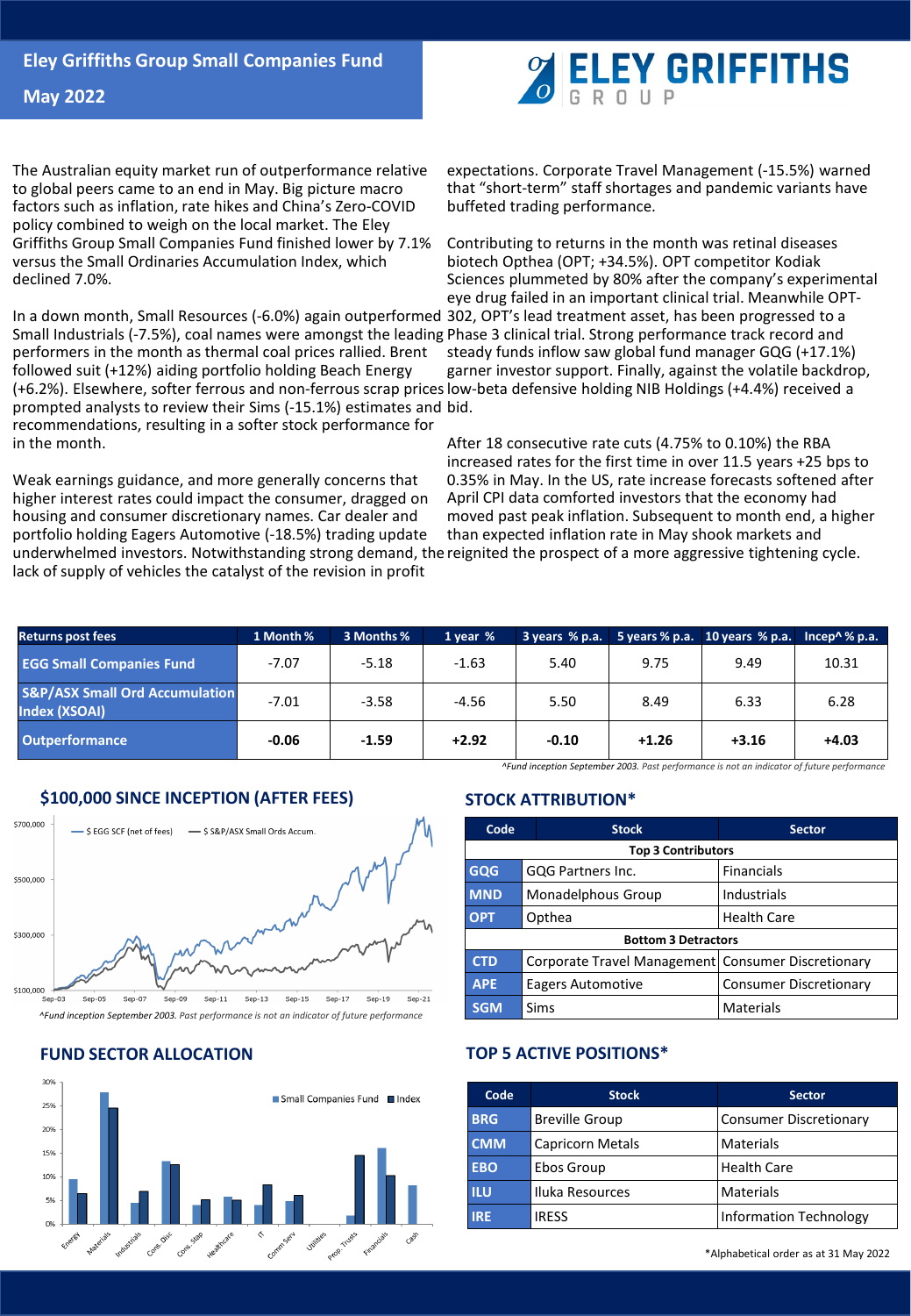# Eley Griffiths Group Small Companies Fund

## May 2022

The Australian equity market run of outperformance relative to global peers came to an end in May. Big picture macro factors such as inflation, rate hikes and China's Zero-COVID policy combined to weigh on the local market. The Eley Griffiths Group Small Companies Fund finished lower by 7.1% versus the Small Ordinaries Accumulation Index, which declined 7.0%.

In a down month, Small Resources (-6.0%) again outperformed Small Industrials (-7.5%), coal names were amongst the leading performers in the month as thermal coal prices rallied. Brent followed suit (+12%) aiding portfolio holding Beach Energy (+6.2%). Elsewhere, softer ferrous and non-ferrous scrap prices prompted analysts to review their Sims (-15.1%) estimates and recommendations, resulting in a softer stock performance for in the month.

Weak earnings guidance, and more generally concerns that higher interest rates could impact the consumer, dragged on housing and consumer discretionary names. Car dealer and portfolio holding Eagers Automotive (-18.5%) trading update underwhelmed investors. Notwithstanding strong demand, the lack of supply of vehicles the catalyst of the revision in profit expectations. Corporate Travel Management (-15.5%) warned that "short-term" staff shortages and pandemic variants have buffeted trading performance.

Contributing to returns in the month was retinal diseases biotech Opthea (OPT; +34.5%). OPT competitor Kodiak Sciences plummeted by 80% after the company's experimental eye drug failed in an important clinical trial. Meanwhile OPT-302, OPT's lead treatment asset, has been progressed to a Phase 3 clinical trial. Strong performance track record and steady funds inflow saw global fund manager GQG (+17.1%) garner investor support. Finally, against the volatile backdrop, low-beta defensive holding NIB Holdings (+4.4%) received a bid.

After 18 consecutive rate cuts (4.75% to 0.10%) the RBA increased rates for the first time in over 11.5 years +25 bps to 0.35% in May. In the US, rate increase forecasts softened after April CPI data comforted investors that the economy had moved past peak inflation. Subsequent to month end, a higher than expected inflation rate in May shook markets and reignited the prospect of a more aggressive tightening cycle.

| Returns post fees | 1 Month % | 3 Months % | 1 year % | 3 years % p.a. | 5 years % p.a. | 10 years % p.a. | Incep^ % p.a. |
|---|---|---|---|---|---|---|---|
| EGG Small Companies Fund | -7.07 | -5.18 | -1.63 | 5.40 | 9.75 | 9.49 | 10.31 |
| S&P/ASX Small Ord Accumulation Index (XSOAI) | -7.01 | -3.58 | -4.56 | 5.50 | 8.49 | 6.33 | 6.28 |
| Outperformance | **-0.06** | **-1.59** | **+2.92** | **-0.10** | **+1.26** | **+3.16** | **+4.03** |

*^Fund inception September 2003. Past performance is not an indicator of future performance*

## $100,000 SINCE INCEPTION (AFTER FEES)

*^Fund inception September 2003. Past performance is not an indicator of future performance*

## STOCK ATTRIBUTION*

| Code | Stock | Sector |
|---|---|---|
| **Top 3 Contributors** | | |
| GQG | GQG Partners Inc. | Financials |
| MND | Monadelphous Group | Industrials |
| OPT | Opthea | Health Care |
| **Bottom 3 Detractors** | | |
| CTD | Corporate Travel Management | Consumer Discretionary |
| APE | Eagers Automotive | Consumer Discretionary |
| SGM | Sims | Materials |

## FUND SECTOR ALLOCATION

## TOP 5 ACTIVE POSITIONS*

| Code | Stock | Sector |
|---|---|---|
| BRG | Breville Group | Consumer Discretionary |
| CMM | Capricorn Metals | Materials |
| EBO | Ebos Group | Health Care |
| ILU | Iluka Resources | Materials |
| IRE | IRESS | Information Technology |

*Alphabetical order as at 31 May 2022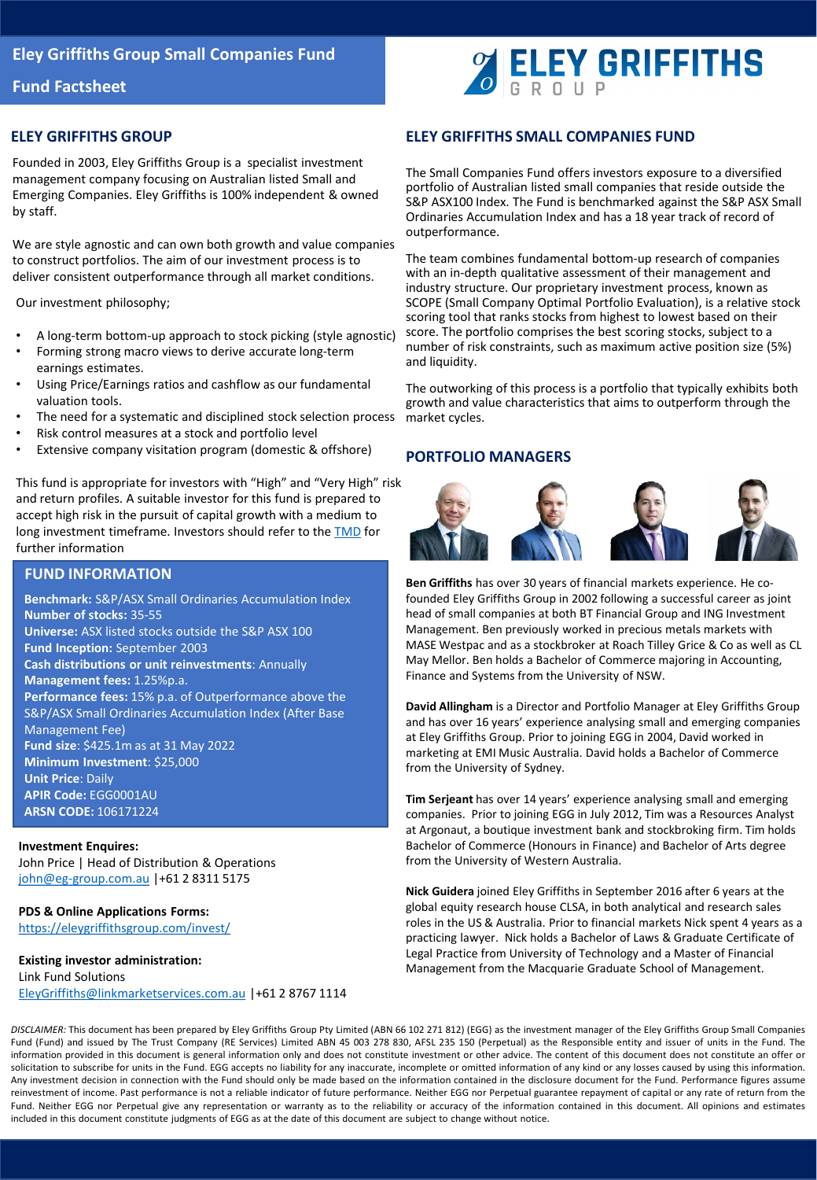# Eley Griffiths Group Small Companies Fund

# Fund Factsheet

## ELEY GRIFFITHS GROUP

Founded in 2003, Eley Griffiths Group is a specialist investment management company focusing on Australian listed Small and Emerging Companies. Eley Griffiths is 100% independent & owned by staff.

We are style agnostic and can own both growth and value companies to construct portfolios. The aim of our investment process is to deliver consistent outperformance through all market conditions.

Our investment philosophy;

- A long-term bottom-up approach to stock picking (style agnostic)
- Forming strong macro views to derive accurate long-term earnings estimates.
- Using Price/Earnings ratios and cashflow as our fundamental valuation tools.
- The need for a systematic and disciplined stock selection process
- Risk control measures at a stock and portfolio level
- Extensive company visitation program (domestic & offshore)

This fund is appropriate for investors with "High" and "Very High" risk and return profiles. A suitable investor for this fund is prepared to accept high risk in the pursuit of capital growth with a medium to long investment timeframe. Investors should refer to the TMD for further information

## FUND INFORMATION

**Benchmark:** S&P/ASX Small Ordinaries Accumulation Index
**Number of stocks:** 35-55
**Universe:** ASX listed stocks outside the S&P ASX 100
**Fund Inception:** September 2003
**Cash distributions or unit reinvestments**: Annually
**Management fees:** 1.25%p.a.
**Performance fees:** 15% p.a. of Outperformance above the S&P/ASX Small Ordinaries Accumulation Index (After Base Management Fee)
**Fund size**: $425.1m as at 31 May 2022
**Minimum Investment**: $25,000
**Unit Price**: Daily
**APIR Code:** EGG0001AU
**ARSN CODE:** 106171224

**Investment Enquires:**
John Price | Head of Distribution & Operations
john@eg-group.com.au |+61 2 8311 5175

**PDS & Online Applications Forms:**
https://eleygriffithsgroup.com/invest/

**Existing investor administration:**
Link Fund Solutions
EleyGriffiths@linkmarketservices.com.au |+61 2 8767 1114

## ELEY GRIFFITHS SMALL COMPANIES FUND

The Small Companies Fund offers investors exposure to a diversified portfolio of Australian listed small companies that reside outside the S&P ASX100 Index. The Fund is benchmarked against the S&P ASX Small Ordinaries Accumulation Index and has a 18 year track of record of outperformance.

The team combines fundamental bottom-up research of companies with an in-depth qualitative assessment of their management and industry structure. Our proprietary investment process, known as SCOPE (Small Company Optimal Portfolio Evaluation), is a relative stock scoring tool that ranks stocks from highest to lowest based on their score. The portfolio comprises the best scoring stocks, subject to a number of risk constraints, such as maximum active position size (5%) and liquidity.

The outworking of this process is a portfolio that typically exhibits both growth and value characteristics that aims to outperform through the market cycles.

## PORTFOLIO MANAGERS

**Ben Griffiths** has over 30 years of financial markets experience. He co-founded Eley Griffiths Group in 2002 following a successful career as joint head of small companies at both BT Financial Group and ING Investment Management. Ben previously worked in precious metals markets with MASE Westpac and as a stockbroker at Roach Tilley Grice & Co as well as CL May Mellor. Ben holds a Bachelor of Commerce majoring in Accounting, Finance and Systems from the University of NSW.

**David Allingham** is a Director and Portfolio Manager at Eley Griffiths Group and has over 16 years' experience analysing small and emerging companies at Eley Griffiths Group. Prior to joining EGG in 2004, David worked in marketing at EMI Music Australia. David holds a Bachelor of Commerce from the University of Sydney.

**Tim Serjeant** has over 14 years' experience analysing small and emerging companies. Prior to joining EGG in July 2012, Tim was a Resources Analyst at Argonaut, a boutique investment bank and stockbroking firm. Tim holds Bachelor of Commerce (Honours in Finance) and Bachelor of Arts degree from the University of Western Australia.

**Nick Guidera** joined Eley Griffiths in September 2016 after 6 years at the global equity research house CLSA, in both analytical and research sales roles in the US & Australia. Prior to financial markets Nick spent 4 years as a practicing lawyer. Nick holds a Bachelor of Laws & Graduate Certificate of Legal Practice from University of Technology and a Master of Financial Management from the Macquarie Graduate School of Management.

*DISCLAIMER:* This document has been prepared by Eley Griffiths Group Pty Limited (ABN 66 102 271 812) (EGG) as the investment manager of the Eley Griffiths Group Small Companies Fund (Fund) and issued by The Trust Company (RE Services) Limited ABN 45 003 278 830, AFSL 235 150 (Perpetual) as the Responsible entity and issuer of units in the Fund. The information provided in this document is general information only and does not constitute investment or other advice. The content of this document does not constitute an offer or solicitation to subscribe for units in the Fund. EGG accepts no liability for any inaccurate, incomplete or omitted information of any kind or any losses caused by using this information. Any investment decision in connection with the Fund should only be made based on the information contained in the disclosure document for the Fund. Performance figures assume reinvestment of income. Past performance is not a reliable indicator of future performance. Neither EGG nor Perpetual guarantee repayment of capital or any rate of return from the Fund. Neither EGG nor Perpetual give any representation or warranty as to the reliability or accuracy of the information contained in this document. All opinions and estimates included in this document constitute judgments of EGG as at the date of this document are subject to change without notice.